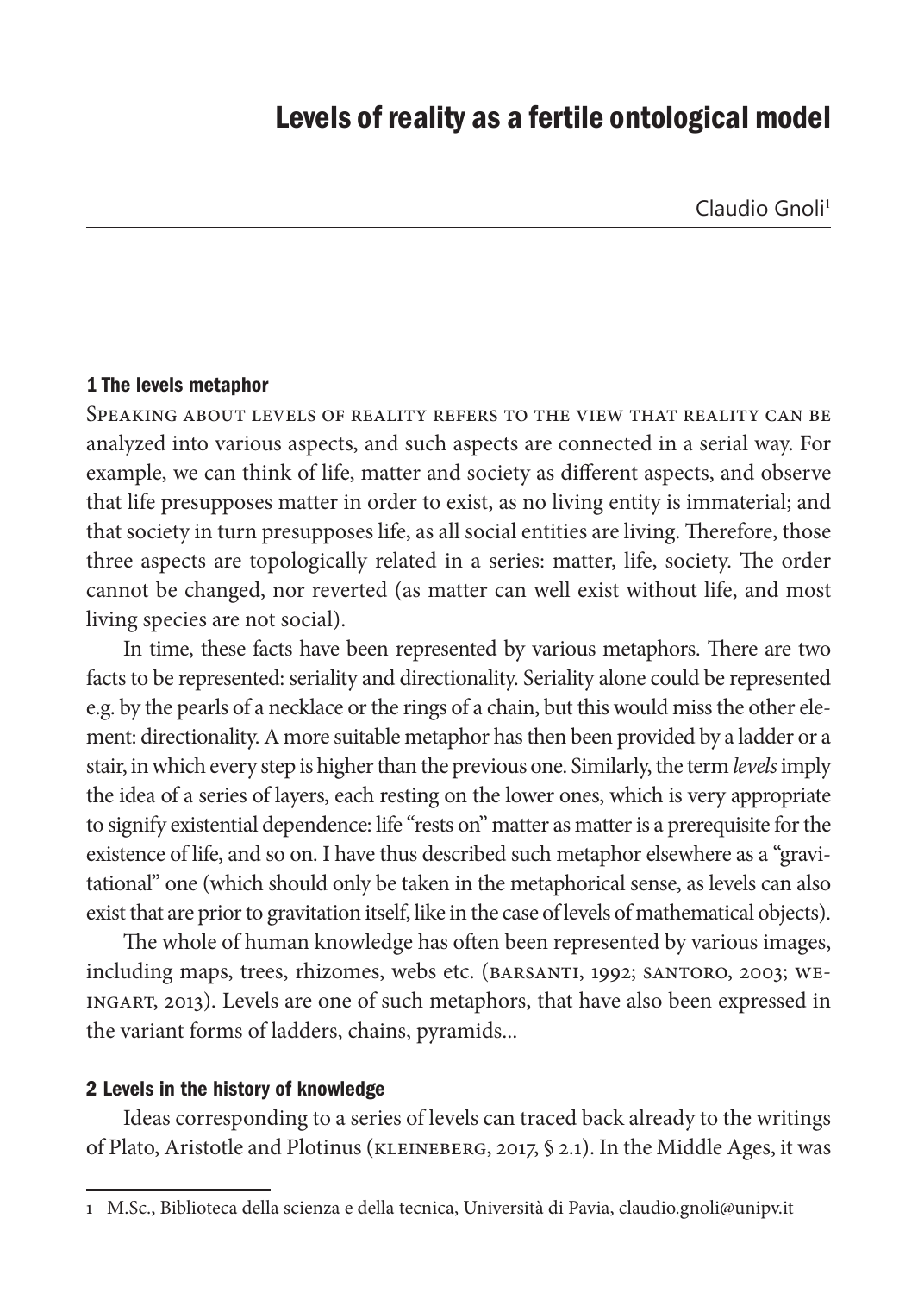# Levels of reality as a fertile ontological model

Claudio Gnoli[1]

## 1 The levels metaphor

Speaking about levels of reality refers to the view that reality can be analyzed into various aspects, and such aspects are connected in a serial way. For example, we can think of life, matter and society as different aspects, and observe that life presupposes matter in order to exist, as no living entity is immaterial; and that society in turn presupposes life, as all social entities are living. Therefore, those three aspects are topologically related in a series: matter, life, society. The order cannot be changed, nor reverted (as matter can well exist without life, and most living species are not social).

In time, these facts have been represented by various metaphors. There are two facts to be represented: seriality and directionality. Seriality alone could be represented e.g. by the pearls of a necklace or the rings of a chain, but this would miss the other element: directionality. A more suitable metaphor has then been provided by a ladder or a stair, in which every step is higher than the previous one. Similarly, the term *levels* imply the idea of a series of layers, each resting on the lower ones, which is very appropriate to signify existential dependence: life "rests on" matter as matter is a prerequisite for the existence of life, and so on. I have thus described such metaphor elsewhere as a "gravitational" one (which should only be taken in the metaphorical sense, as levels can also exist that are prior to gravitation itself, like in the case of levels of mathematical objects).

The whole of human knowledge has often been represented by various images, including maps, trees, rhizomes, webs etc. (Barsanti, 1992; Santoro, 2003; Weingart, 2013). Levels are one of such metaphors, that have also been expressed in the variant forms of ladders, chains, pyramids...

## 2 Levels in the history of knowledge

Ideas corresponding to a series of levels can traced back already to the writings of Plato, Aristotle and Plotinus (Kleineberg, 2017, § 2.1). In the Middle Ages, it was

---

1 M.Sc., Biblioteca della scienza e della tecnica, Università di Pavia, claudio.gnoli@unipv.it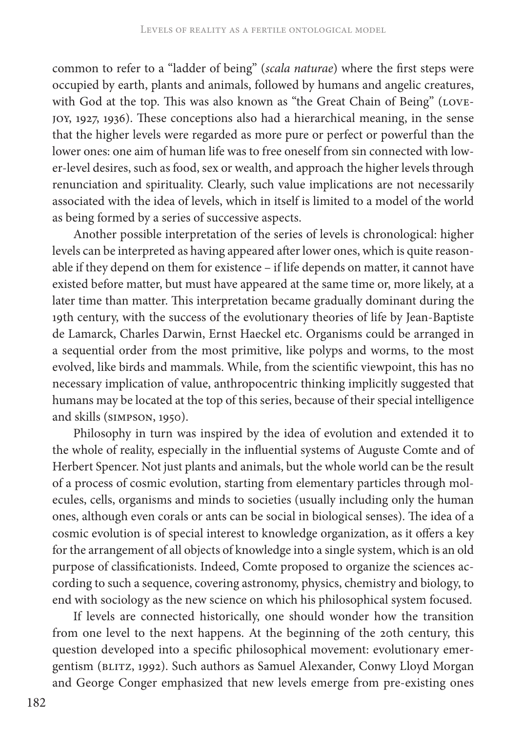common to refer to a "ladder of being" (*scala naturae*) where the first steps were occupied by earth, plants and animals, followed by humans and angelic creatures, with God at the top. This was also known as "the Great Chain of Being" (LOVEJOY, 1927, 1936). These conceptions also had a hierarchical meaning, in the sense that the higher levels were regarded as more pure or perfect or powerful than the lower ones: one aim of human life was to free oneself from sin connected with lower-level desires, such as food, sex or wealth, and approach the higher levels through renunciation and spirituality. Clearly, such value implications are not necessarily associated with the idea of levels, which in itself is limited to a model of the world as being formed by a series of successive aspects.

Another possible interpretation of the series of levels is chronological: higher levels can be interpreted as having appeared after lower ones, which is quite reasonable if they depend on them for existence – if life depends on matter, it cannot have existed before matter, but must have appeared at the same time or, more likely, at a later time than matter. This interpretation became gradually dominant during the 19th century, with the success of the evolutionary theories of life by Jean-Baptiste de Lamarck, Charles Darwin, Ernst Haeckel etc. Organisms could be arranged in a sequential order from the most primitive, like polyps and worms, to the most evolved, like birds and mammals. While, from the scientific viewpoint, this has no necessary implication of value, anthropocentric thinking implicitly suggested that humans may be located at the top of this series, because of their special intelligence and skills (SIMPSON, 1950).

Philosophy in turn was inspired by the idea of evolution and extended it to the whole of reality, especially in the influential systems of Auguste Comte and of Herbert Spencer. Not just plants and animals, but the whole world can be the result of a process of cosmic evolution, starting from elementary particles through molecules, cells, organisms and minds to societies (usually including only the human ones, although even corals or ants can be social in biological senses). The idea of a cosmic evolution is of special interest to knowledge organization, as it offers a key for the arrangement of all objects of knowledge into a single system, which is an old purpose of classificationists. Indeed, Comte proposed to organize the sciences according to such a sequence, covering astronomy, physics, chemistry and biology, to end with sociology as the new science on which his philosophical system focused.

If levels are connected historically, one should wonder how the transition from one level to the next happens. At the beginning of the 20th century, this question developed into a specific philosophical movement: evolutionary emergentism (BLITZ, 1992). Such authors as Samuel Alexander, Conwy Lloyd Morgan and George Conger emphasized that new levels emerge from pre-existing ones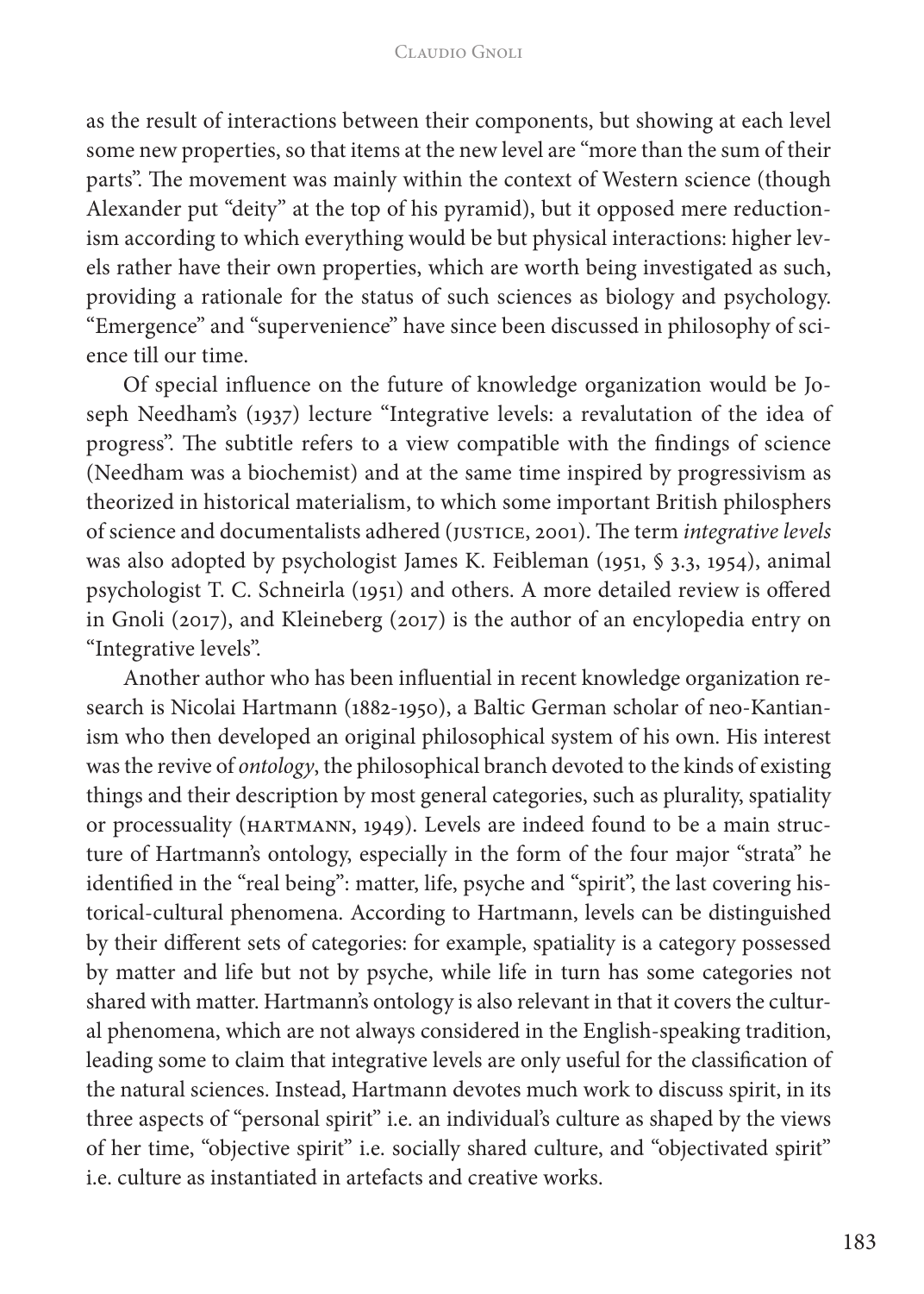as the result of interactions between their components, but showing at each level some new properties, so that items at the new level are "more than the sum of their parts". The movement was mainly within the context of Western science (though Alexander put "deity" at the top of his pyramid), but it opposed mere reductionism according to which everything would be but physical interactions: higher levels rather have their own properties, which are worth being investigated as such, providing a rationale for the status of such sciences as biology and psychology. "Emergence" and "supervenience" have since been discussed in philosophy of science till our time.

Of special influence on the future of knowledge organization would be Joseph Needham's (1937) lecture "Integrative levels: a revalutation of the idea of progress". The subtitle refers to a view compatible with the findings of science (Needham was a biochemist) and at the same time inspired by progressivism as theorized in historical materialism, to which some important British philosphers of science and documentalists adhered (Justice, 2001). The term *integrative levels* was also adopted by psychologist James K. Feibleman (1951, § 3.3, 1954), animal psychologist T. C. Schneirla (1951) and others. A more detailed review is offered in Gnoli (2017), and Kleineberg (2017) is the author of an encyclopedia entry on "Integrative levels".

Another author who has been influential in recent knowledge organization research is Nicolai Hartmann (1882-1950), a Baltic German scholar of neo-Kantianism who then developed an original philosophical system of his own. His interest was the revive of *ontology*, the philosophical branch devoted to the kinds of existing things and their description by most general categories, such as plurality, spatiality or processuality (Hartmann, 1949). Levels are indeed found to be a main structure of Hartmann's ontology, especially in the form of the four major "strata" he identified in the "real being": matter, life, psyche and "spirit", the last covering historical-cultural phenomena. According to Hartmann, levels can be distinguished by their different sets of categories: for example, spatiality is a category possessed by matter and life but not by psyche, while life in turn has some categories not shared with matter. Hartmann's ontology is also relevant in that it covers the cultural phenomena, which are not always considered in the English-speaking tradition, leading some to claim that integrative levels are only useful for the classification of the natural sciences. Instead, Hartmann devotes much work to discuss spirit, in its three aspects of "personal spirit" i.e. an individual's culture as shaped by the views of her time, "objective spirit" i.e. socially shared culture, and "objectivated spirit" i.e. culture as instantiated in artefacts and creative works.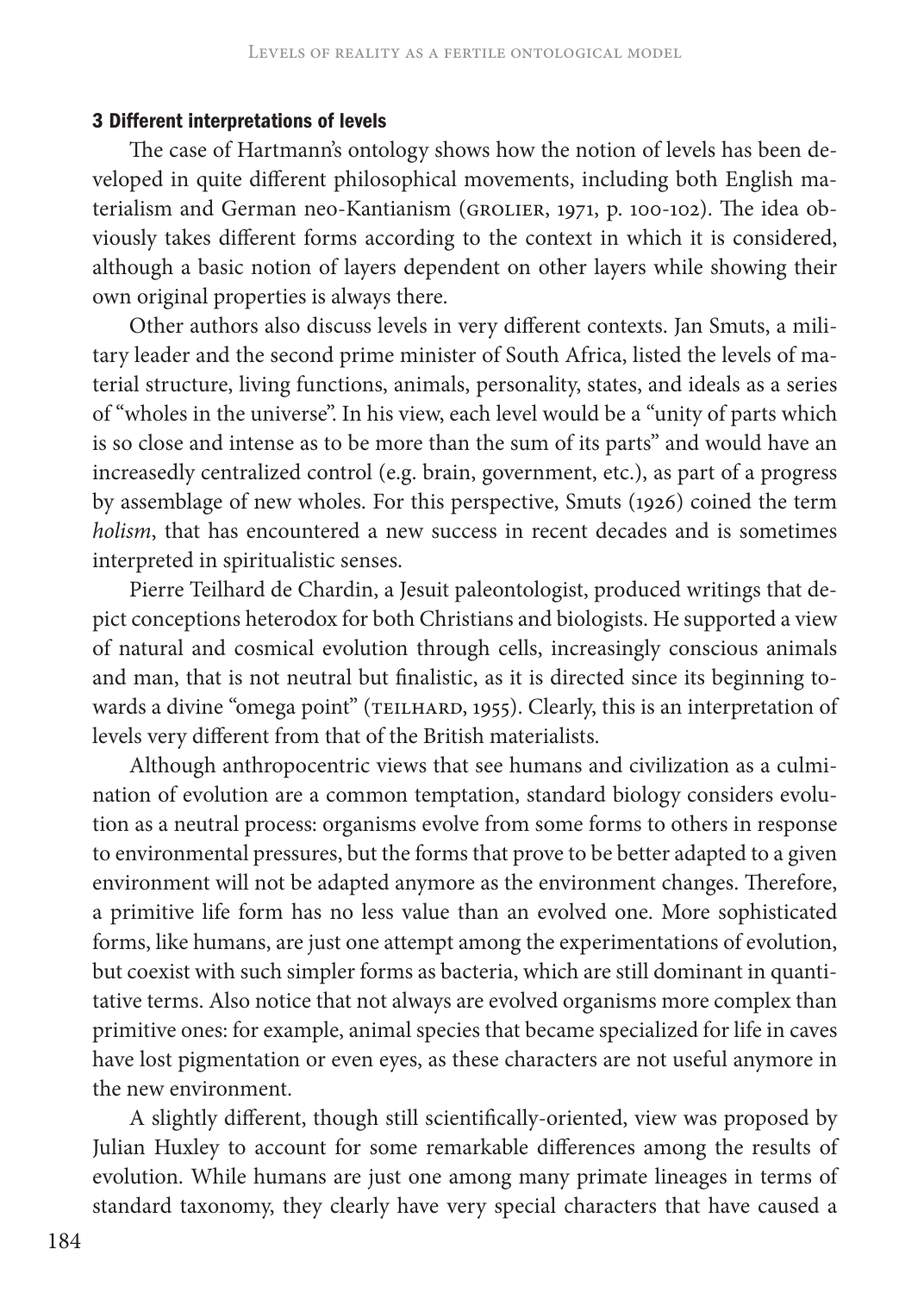### 3 Different interpretations of levels

The case of Hartmann's ontology shows how the notion of levels has been developed in quite different philosophical movements, including both English materialism and German neo-Kantianism (GROLIER, 1971, p. 100-102). The idea obviously takes different forms according to the context in which it is considered, although a basic notion of layers dependent on other layers while showing their own original properties is always there.

Other authors also discuss levels in very different contexts. Jan Smuts, a military leader and the second prime minister of South Africa, listed the levels of material structure, living functions, animals, personality, states, and ideals as a series of "wholes in the universe". In his view, each level would be a "unity of parts which is so close and intense as to be more than the sum of its parts" and would have an increasedly centralized control (e.g. brain, government, etc.), as part of a progress by assemblage of new wholes. For this perspective, Smuts (1926) coined the term *holism*, that has encountered a new success in recent decades and is sometimes interpreted in spiritualistic senses.

Pierre Teilhard de Chardin, a Jesuit paleontologist, produced writings that depict conceptions heterodox for both Christians and biologists. He supported a view of natural and cosmical evolution through cells, increasingly conscious animals and man, that is not neutral but finalistic, as it is directed since its beginning towards a divine "omega point" (TEILHARD, 1955). Clearly, this is an interpretation of levels very different from that of the British materialists.

Although anthropocentric views that see humans and civilization as a culmination of evolution are a common temptation, standard biology considers evolution as a neutral process: organisms evolve from some forms to others in response to environmental pressures, but the forms that prove to be better adapted to a given environment will not be adapted anymore as the environment changes. Therefore, a primitive life form has no less value than an evolved one. More sophisticated forms, like humans, are just one attempt among the experimentations of evolution, but coexist with such simpler forms as bacteria, which are still dominant in quantitative terms. Also notice that not always are evolved organisms more complex than primitive ones: for example, animal species that became specialized for life in caves have lost pigmentation or even eyes, as these characters are not useful anymore in the new environment.

A slightly different, though still scientifically-oriented, view was proposed by Julian Huxley to account for some remarkable differences among the results of evolution. While humans are just one among many primate lineages in terms of standard taxonomy, they clearly have very special characters that have caused a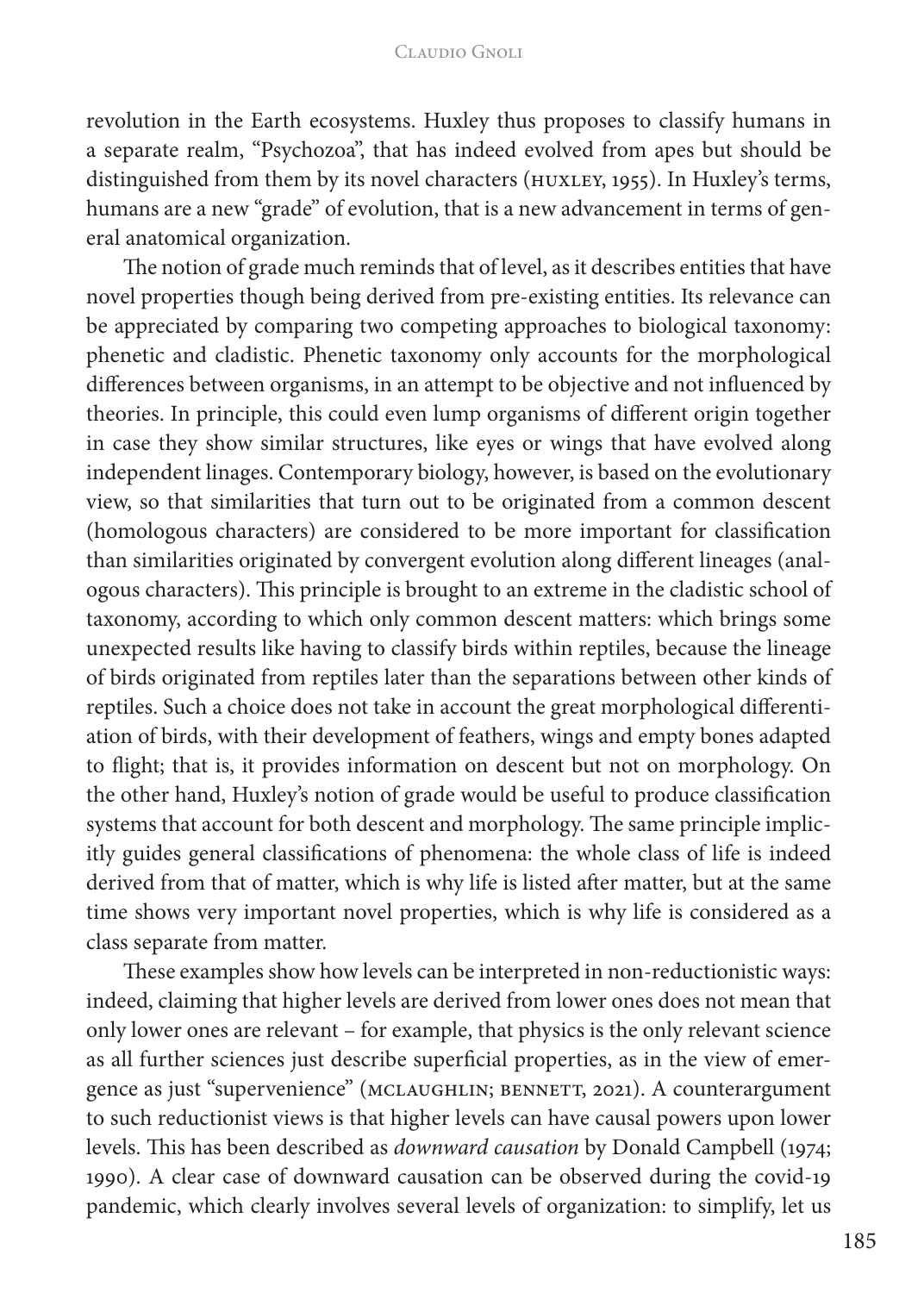revolution in the Earth ecosystems. Huxley thus proposes to classify humans in a separate realm, "Psychozoa", that has indeed evolved from apes but should be distinguished from them by its novel characters (HUXLEY, 1955). In Huxley's terms, humans are a new "grade" of evolution, that is a new advancement in terms of general anatomical organization.

The notion of grade much reminds that of level, as it describes entities that have novel properties though being derived from pre-existing entities. Its relevance can be appreciated by comparing two competing approaches to biological taxonomy: phenetic and cladistic. Phenetic taxonomy only accounts for the morphological differences between organisms, in an attempt to be objective and not influenced by theories. In principle, this could even lump organisms of different origin together in case they show similar structures, like eyes or wings that have evolved along independent linages. Contemporary biology, however, is based on the evolutionary view, so that similarities that turn out to be originated from a common descent (homologous characters) are considered to be more important for classification than similarities originated by convergent evolution along different lineages (analogous characters). This principle is brought to an extreme in the cladistic school of taxonomy, according to which only common descent matters: which brings some unexpected results like having to classify birds within reptiles, because the lineage of birds originated from reptiles later than the separations between other kinds of reptiles. Such a choice does not take in account the great morphological differentiation of birds, with their development of feathers, wings and empty bones adapted to flight; that is, it provides information on descent but not on morphology. On the other hand, Huxley's notion of grade would be useful to produce classification systems that account for both descent and morphology. The same principle implicitly guides general classifications of phenomena: the whole class of life is indeed derived from that of matter, which is why life is listed after matter, but at the same time shows very important novel properties, which is why life is considered as a class separate from matter.

These examples show how levels can be interpreted in non-reductionistic ways: indeed, claiming that higher levels are derived from lower ones does not mean that only lower ones are relevant – for example, that physics is the only relevant science as all further sciences just describe superficial properties, as in the view of emergence as just "supervenience" (MCLAUGHLIN; BENNETT, 2021). A counterargument to such reductionist views is that higher levels can have causal powers upon lower levels. This has been described as *downward causation* by Donald Campbell (1974; 1990). A clear case of downward causation can be observed during the covid-19 pandemic, which clearly involves several levels of organization: to simplify, let us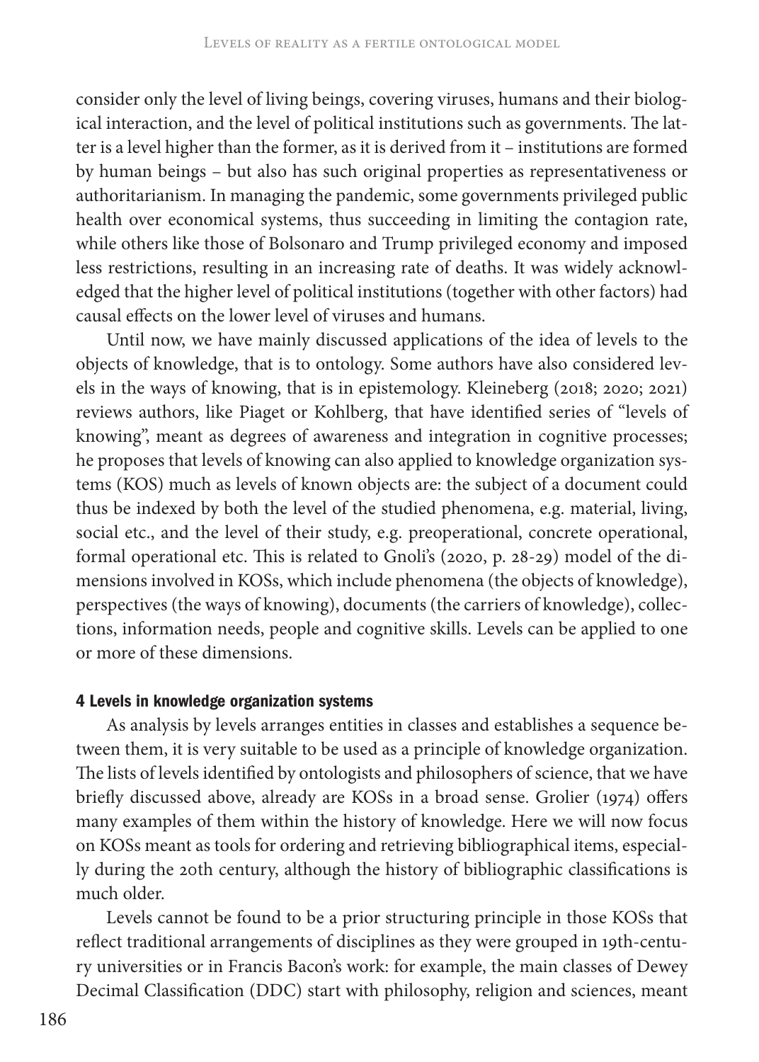consider only the level of living beings, covering viruses, humans and their biological interaction, and the level of political institutions such as governments. The latter is a level higher than the former, as it is derived from it – institutions are formed by human beings – but also has such original properties as representativeness or authoritarianism. In managing the pandemic, some governments privileged public health over economical systems, thus succeeding in limiting the contagion rate, while others like those of Bolsonaro and Trump privileged economy and imposed less restrictions, resulting in an increasing rate of deaths. It was widely acknowledged that the higher level of political institutions (together with other factors) had causal effects on the lower level of viruses and humans.

Until now, we have mainly discussed applications of the idea of levels to the objects of knowledge, that is to ontology. Some authors have also considered levels in the ways of knowing, that is in epistemology. Kleineberg (2018; 2020; 2021) reviews authors, like Piaget or Kohlberg, that have identified series of "levels of knowing", meant as degrees of awareness and integration in cognitive processes; he proposes that levels of knowing can also applied to knowledge organization systems (KOS) much as levels of known objects are: the subject of a document could thus be indexed by both the level of the studied phenomena, e.g. material, living, social etc., and the level of their study, e.g. preoperational, concrete operational, formal operational etc. This is related to Gnoli's (2020, p. 28-29) model of the dimensions involved in KOSs, which include phenomena (the objects of knowledge), perspectives (the ways of knowing), documents (the carriers of knowledge), collections, information needs, people and cognitive skills. Levels can be applied to one or more of these dimensions.

## 4 Levels in knowledge organization systems

As analysis by levels arranges entities in classes and establishes a sequence between them, it is very suitable to be used as a principle of knowledge organization. The lists of levels identified by ontologists and philosophers of science, that we have briefly discussed above, already are KOSs in a broad sense. Grolier (1974) offers many examples of them within the history of knowledge. Here we will now focus on KOSs meant as tools for ordering and retrieving bibliographical items, especially during the 20th century, although the history of bibliographic classifications is much older.

Levels cannot be found to be a prior structuring principle in those KOSs that reflect traditional arrangements of disciplines as they were grouped in 19th-century universities or in Francis Bacon's work: for example, the main classes of Dewey Decimal Classification (DDC) start with philosophy, religion and sciences, meant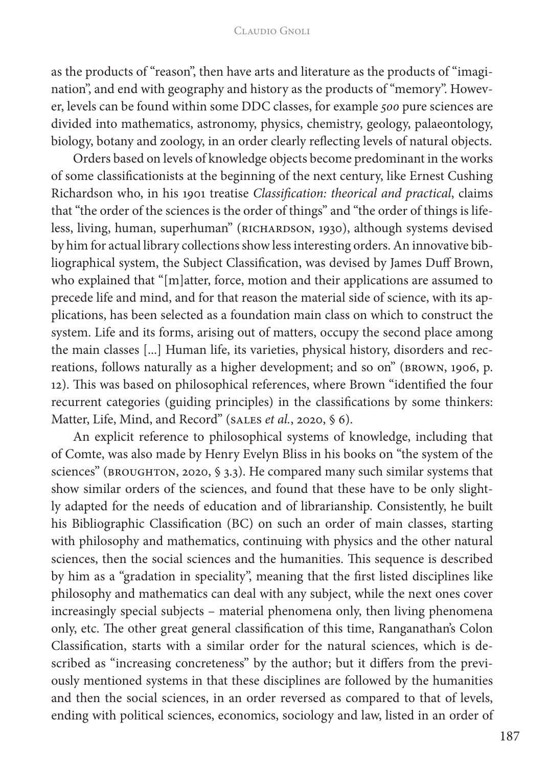as the products of "reason", then have arts and literature as the products of "imagination", and end with geography and history as the products of "memory". However, levels can be found within some DDC classes, for example *500* pure sciences are divided into mathematics, astronomy, physics, chemistry, geology, palaeontology, biology, botany and zoology, in an order clearly reflecting levels of natural objects.

Orders based on levels of knowledge objects become predominant in the works of some classificationists at the beginning of the next century, like Ernest Cushing Richardson who, in his 1901 treatise *Classification: theorical and practical*, claims that "the order of the sciences is the order of things" and "the order of things is lifeless, living, human, superhuman" (RICHARDSON, 1930), although systems devised by him for actual library collections show less interesting orders. An innovative bibliographical system, the Subject Classification, was devised by James Duff Brown, who explained that "[m]atter, force, motion and their applications are assumed to precede life and mind, and for that reason the material side of science, with its applications, has been selected as a foundation main class on which to construct the system. Life and its forms, arising out of matters, occupy the second place among the main classes [...] Human life, its varieties, physical history, disorders and recreations, follows naturally as a higher development; and so on" (BROWN, 1906, p. 12). This was based on philosophical references, where Brown "identified the four recurrent categories (guiding principles) in the classifications by some thinkers: Matter, Life, Mind, and Record" (SALES *et al.*, 2020, § 6).

An explicit reference to philosophical systems of knowledge, including that of Comte, was also made by Henry Evelyn Bliss in his books on "the system of the sciences" (BROUGHTON, 2020, § 3.3). He compared many such similar systems that show similar orders of the sciences, and found that these have to be only slightly adapted for the needs of education and of librarianship. Consistently, he built his Bibliographic Classification (BC) on such an order of main classes, starting with philosophy and mathematics, continuing with physics and the other natural sciences, then the social sciences and the humanities. This sequence is described by him as a "gradation in speciality", meaning that the first listed disciplines like philosophy and mathematics can deal with any subject, while the next ones cover increasingly special subjects – material phenomena only, then living phenomena only, etc. The other great general classification of this time, Ranganathan's Colon Classification, starts with a similar order for the natural sciences, which is described as "increasing concreteness" by the author; but it differs from the previously mentioned systems in that these disciplines are followed by the humanities and then the social sciences, in an order reversed as compared to that of levels, ending with political sciences, economics, sociology and law, listed in an order of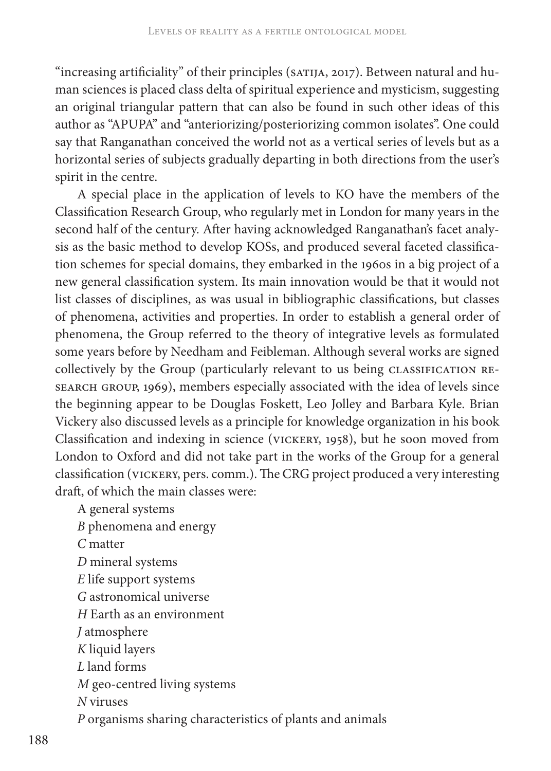"increasing artificiality" of their principles (SATIJA, 2017). Between natural and human sciences is placed class delta of spiritual experience and mysticism, suggesting an original triangular pattern that can also be found in such other ideas of this author as "APUPA" and "anteriorizing/posteriorizing common isolates". One could say that Ranganathan conceived the world not as a vertical series of levels but as a horizontal series of subjects gradually departing in both directions from the user's spirit in the centre.

A special place in the application of levels to KO have the members of the Classification Research Group, who regularly met in London for many years in the second half of the century. After having acknowledged Ranganathan's facet analysis as the basic method to develop KOSs, and produced several faceted classification schemes for special domains, they embarked in the 1960s in a big project of a new general classification system. Its main innovation would be that it would not list classes of disciplines, as was usual in bibliographic classifications, but classes of phenomena, activities and properties. In order to establish a general order of phenomena, the Group referred to the theory of integrative levels as formulated some years before by Needham and Feibleman. Although several works are signed collectively by the Group (particularly relevant to us being CLASSIFICATION RESEARCH GROUP, 1969), members especially associated with the idea of levels since the beginning appear to be Douglas Foskett, Leo Jolley and Barbara Kyle. Brian Vickery also discussed levels as a principle for knowledge organization in his book Classification and indexing in science (VICKERY, 1958), but he soon moved from London to Oxford and did not take part in the works of the Group for a general classification (VICKERY, pers. comm.). The CRG project produced a very interesting draft, of which the main classes were:

A general systems  
*B* phenomena and energy  
*C* matter  
*D* mineral systems  
*E* life support systems  
*G* astronomical universe  
*H* Earth as an environment  
*J* atmosphere  
*K* liquid layers  
*L* land forms  
*M* geo-centred living systems  
*N* viruses  
*P* organisms sharing characteristics of plants and animals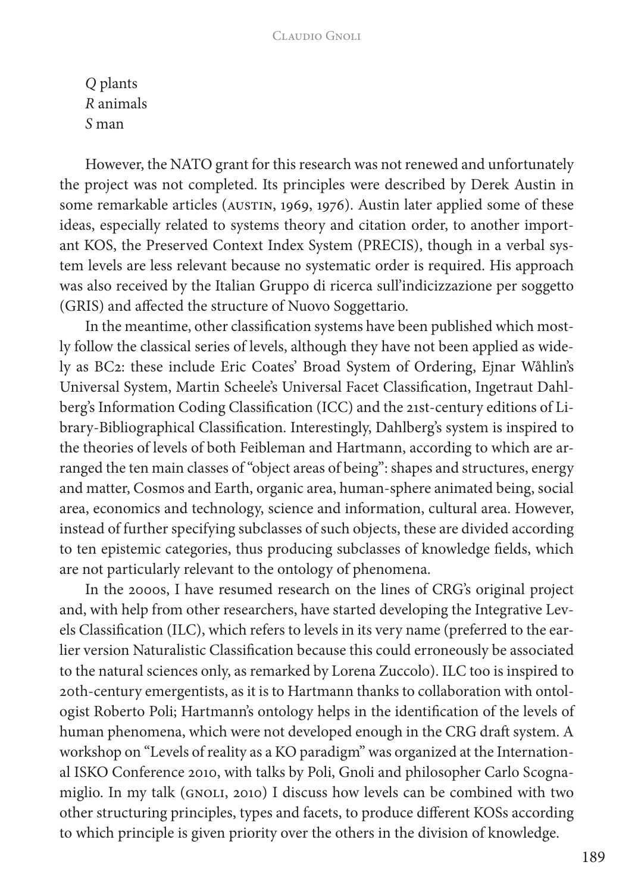*Q* plants
*R* animals
*S* man

However, the NATO grant for this research was not renewed and unfortunately the project was not completed. Its principles were described by Derek Austin in some remarkable articles (AUSTIN, 1969, 1976). Austin later applied some of these ideas, especially related to systems theory and citation order, to another important KOS, the Preserved Context Index System (PRECIS), though in a verbal system levels are less relevant because no systematic order is required. His approach was also received by the Italian Gruppo di ricerca sull'indicizzazione per soggetto (GRIS) and affected the structure of Nuovo Soggettario.

In the meantime, other classification systems have been published which mostly follow the classical series of levels, although they have not been applied as widely as BC2: these include Eric Coates' Broad System of Ordering, Ejnar Wåhlin's Universal System, Martin Scheele's Universal Facet Classification, Ingetraut Dahlberg's Information Coding Classification (ICC) and the 21st-century editions of Library-Bibliographical Classification. Interestingly, Dahlberg's system is inspired to the theories of levels of both Feibleman and Hartmann, according to which are arranged the ten main classes of "object areas of being": shapes and structures, energy and matter, Cosmos and Earth, organic area, human-sphere animated being, social area, economics and technology, science and information, cultural area. However, instead of further specifying subclasses of such objects, these are divided according to ten epistemic categories, thus producing subclasses of knowledge fields, which are not particularly relevant to the ontology of phenomena.

In the 2000s, I have resumed research on the lines of CRG's original project and, with help from other researchers, have started developing the Integrative Levels Classification (ILC), which refers to levels in its very name (preferred to the earlier version Naturalistic Classification because this could erroneously be associated to the natural sciences only, as remarked by Lorena Zuccolo). ILC too is inspired to 20th-century emergentists, as it is to Hartmann thanks to collaboration with ontologist Roberto Poli; Hartmann's ontology helps in the identification of the levels of human phenomena, which were not developed enough in the CRG draft system. A workshop on "Levels of reality as a KO paradigm" was organized at the International ISKO Conference 2010, with talks by Poli, Gnoli and philosopher Carlo Scognamiglio. In my talk (GNOLI, 2010) I discuss how levels can be combined with two other structuring principles, types and facets, to produce different KOSs according to which principle is given priority over the others in the division of knowledge.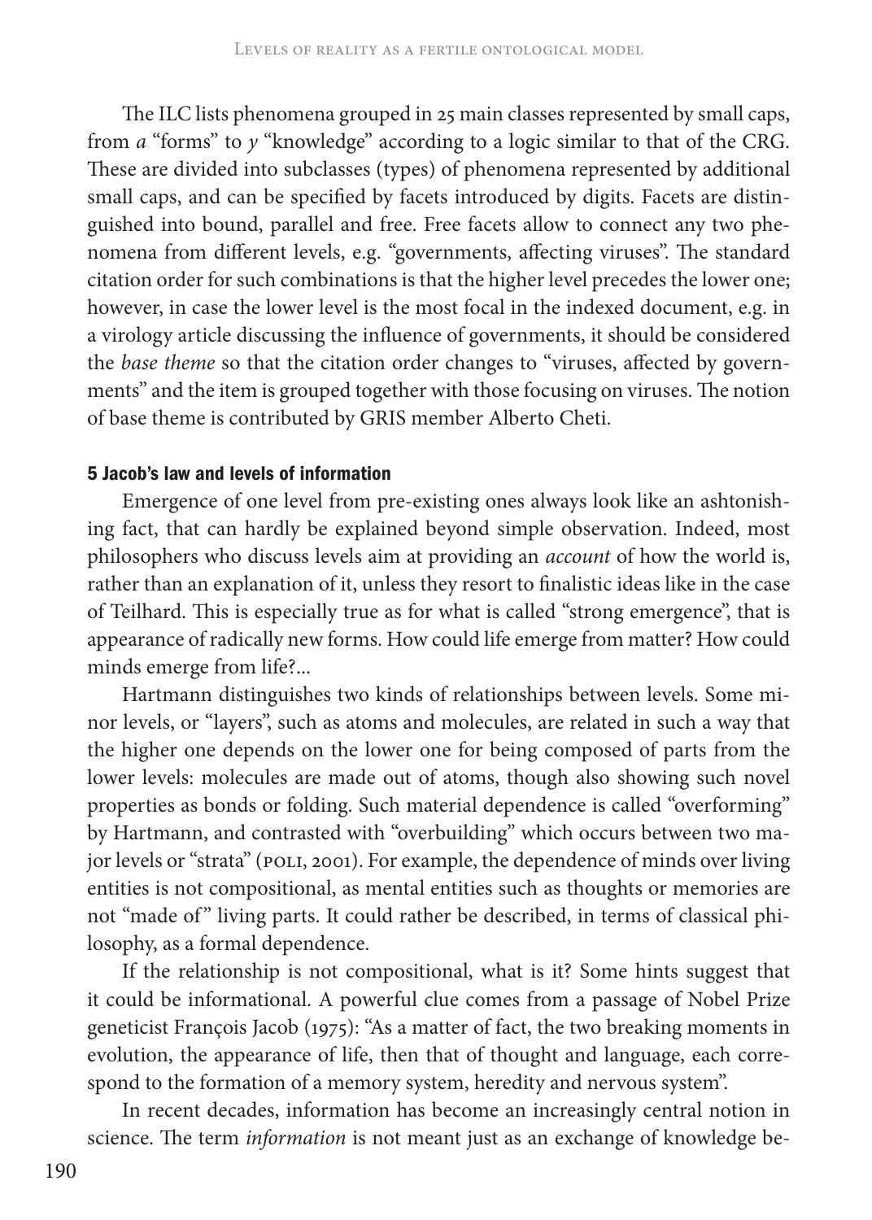The ILC lists phenomena grouped in 25 main classes represented by small caps, from *a* "forms" to *y* "knowledge" according to a logic similar to that of the CRG. These are divided into subclasses (types) of phenomena represented by additional small caps, and can be specified by facets introduced by digits. Facets are distinguished into bound, parallel and free. Free facets allow to connect any two phenomena from different levels, e.g. "governments, affecting viruses". The standard citation order for such combinations is that the higher level precedes the lower one; however, in case the lower level is the most focal in the indexed document, e.g. in a virology article discussing the influence of governments, it should be considered the *base theme* so that the citation order changes to "viruses, affected by governments" and the item is grouped together with those focusing on viruses. The notion of base theme is contributed by GRIS member Alberto Cheti.

## 5 Jacob's law and levels of information

Emergence of one level from pre-existing ones always look like an ashtonishing fact, that can hardly be explained beyond simple observation. Indeed, most philosophers who discuss levels aim at providing an *account* of how the world is, rather than an explanation of it, unless they resort to finalistic ideas like in the case of Teilhard. This is especially true as for what is called "strong emergence", that is appearance of radically new forms. How could life emerge from matter? How could minds emerge from life?...

Hartmann distinguishes two kinds of relationships between levels. Some minor levels, or "layers", such as atoms and molecules, are related in such a way that the higher one depends on the lower one for being composed of parts from the lower levels: molecules are made out of atoms, though also showing such novel properties as bonds or folding. Such material dependence is called "overforming" by Hartmann, and contrasted with "overbuilding" which occurs between two major levels or "strata" (Poli, 2001). For example, the dependence of minds over living entities is not compositional, as mental entities such as thoughts or memories are not "made of" living parts. It could rather be described, in terms of classical philosophy, as a formal dependence.

If the relationship is not compositional, what is it? Some hints suggest that it could be informational. A powerful clue comes from a passage of Nobel Prize geneticist François Jacob (1975): "As a matter of fact, the two breaking moments in evolution, the appearance of life, then that of thought and language, each correspond to the formation of a memory system, heredity and nervous system".

In recent decades, information has become an increasingly central notion in science. The term *information* is not meant just as an exchange of knowledge be-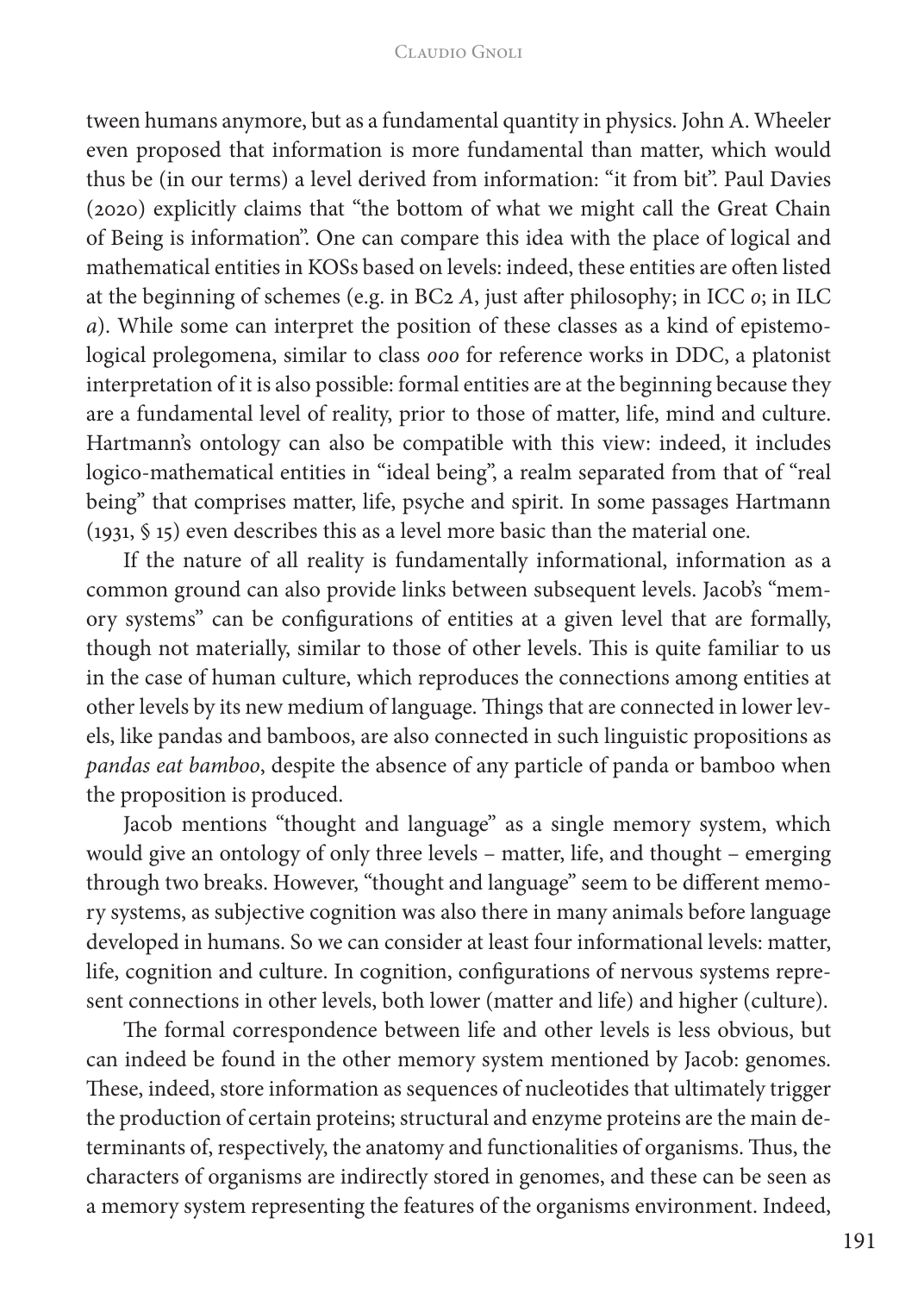tween humans anymore, but as a fundamental quantity in physics. John A. Wheeler even proposed that information is more fundamental than matter, which would thus be (in our terms) a level derived from information: "it from bit". Paul Davies (2020) explicitly claims that "the bottom of what we might call the Great Chain of Being is information". One can compare this idea with the place of logical and mathematical entities in KOSs based on levels: indeed, these entities are often listed at the beginning of schemes (e.g. in BC2 *A*, just after philosophy; in ICC *0*; in ILC *a*). While some can interpret the position of these classes as a kind of epistemological prolegomena, similar to class *000* for reference works in DDC, a platonist interpretation of it is also possible: formal entities are at the beginning because they are a fundamental level of reality, prior to those of matter, life, mind and culture. Hartmann's ontology can also be compatible with this view: indeed, it includes logico-mathematical entities in "ideal being", a realm separated from that of "real being" that comprises matter, life, psyche and spirit. In some passages Hartmann (1931, § 15) even describes this as a level more basic than the material one.

If the nature of all reality is fundamentally informational, information as a common ground can also provide links between subsequent levels. Jacob's "memory systems" can be configurations of entities at a given level that are formally, though not materially, similar to those of other levels. This is quite familiar to us in the case of human culture, which reproduces the connections among entities at other levels by its new medium of language. Things that are connected in lower levels, like pandas and bamboos, are also connected in such linguistic propositions as *pandas eat bamboo*, despite the absence of any particle of panda or bamboo when the proposition is produced.

Jacob mentions "thought and language" as a single memory system, which would give an ontology of only three levels – matter, life, and thought – emerging through two breaks. However, "thought and language" seem to be different memory systems, as subjective cognition was also there in many animals before language developed in humans. So we can consider at least four informational levels: matter, life, cognition and culture. In cognition, configurations of nervous systems represent connections in other levels, both lower (matter and life) and higher (culture).

The formal correspondence between life and other levels is less obvious, but can indeed be found in the other memory system mentioned by Jacob: genomes. These, indeed, store information as sequences of nucleotides that ultimately trigger the production of certain proteins; structural and enzyme proteins are the main determinants of, respectively, the anatomy and functionalities of organisms. Thus, the characters of organisms are indirectly stored in genomes, and these can be seen as a memory system representing the features of the organisms environment. Indeed,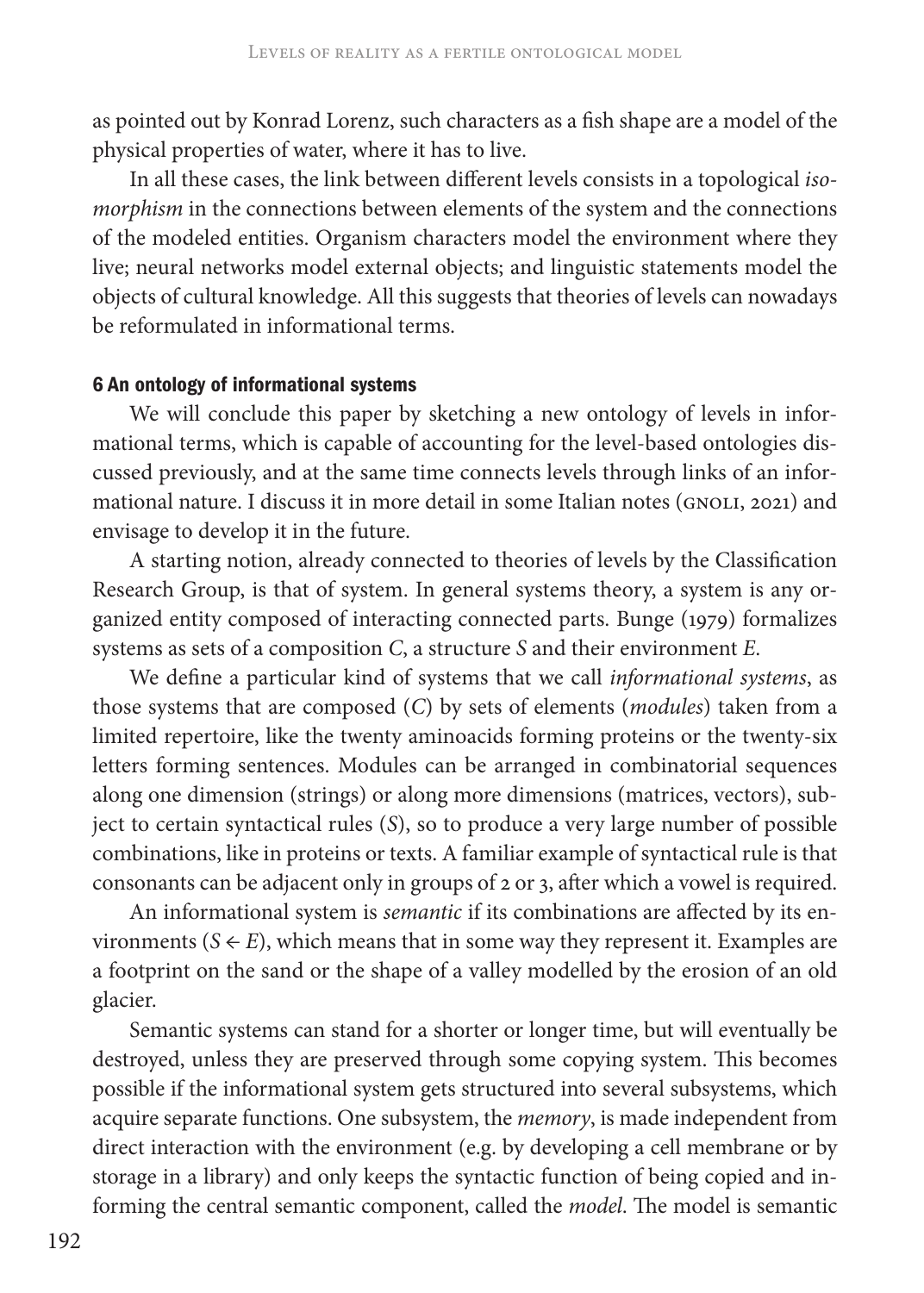as pointed out by Konrad Lorenz, such characters as a fish shape are a model of the physical properties of water, where it has to live.

In all these cases, the link between different levels consists in a topological *isomorphism* in the connections between elements of the system and the connections of the modeled entities. Organism characters model the environment where they live; neural networks model external objects; and linguistic statements model the objects of cultural knowledge. All this suggests that theories of levels can nowadays be reformulated in informational terms.

## 6 An ontology of informational systems

We will conclude this paper by sketching a new ontology of levels in informational terms, which is capable of accounting for the level-based ontologies discussed previously, and at the same time connects levels through links of an informational nature. I discuss it in more detail in some Italian notes (GNOLI, 2021) and envisage to develop it in the future.

A starting notion, already connected to theories of levels by the Classification Research Group, is that of system. In general systems theory, a system is any organized entity composed of interacting connected parts. Bunge (1979) formalizes systems as sets of a composition *C*, a structure *S* and their environment *E*.

We define a particular kind of systems that we call *informational systems*, as those systems that are composed (*C*) by sets of elements (*modules*) taken from a limited repertoire, like the twenty aminoacids forming proteins or the twenty-six letters forming sentences. Modules can be arranged in combinatorial sequences along one dimension (strings) or along more dimensions (matrices, vectors), subject to certain syntactical rules (*S*), so to produce a very large number of possible combinations, like in proteins or texts. A familiar example of syntactical rule is that consonants can be adjacent only in groups of 2 or 3, after which a vowel is required.

An informational system is *semantic* if its combinations are affected by its environments ($S \leftarrow E$), which means that in some way they represent it. Examples are a footprint on the sand or the shape of a valley modelled by the erosion of an old glacier.

Semantic systems can stand for a shorter or longer time, but will eventually be destroyed, unless they are preserved through some copying system. This becomes possible if the informational system gets structured into several subsystems, which acquire separate functions. One subsystem, the *memory*, is made independent from direct interaction with the environment (e.g. by developing a cell membrane or by storage in a library) and only keeps the syntactic function of being copied and informing the central semantic component, called the *model*. The model is semantic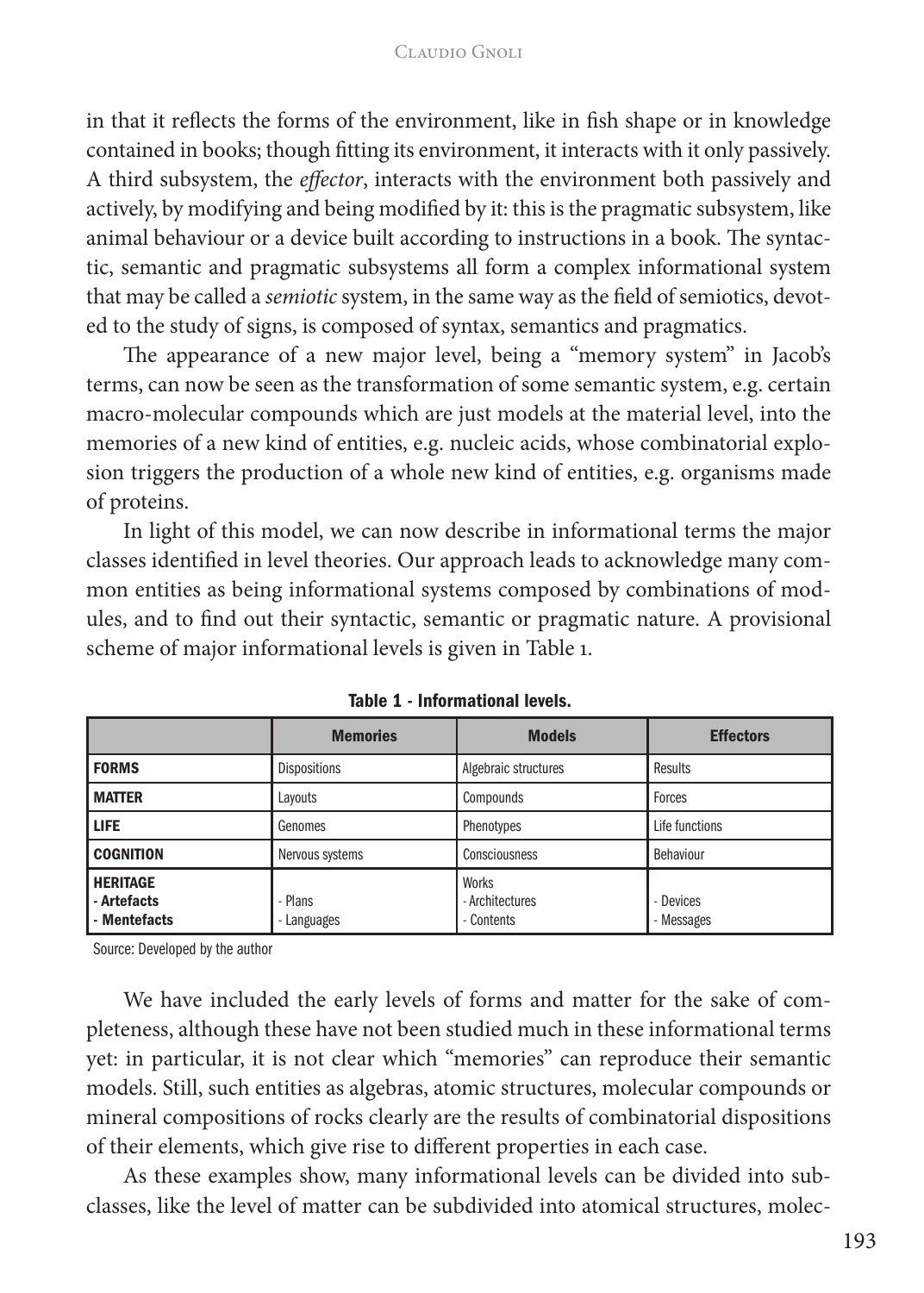in that it reflects the forms of the environment, like in fish shape or in knowledge contained in books; though fitting its environment, it interacts with it only passively. A third subsystem, the *effector*, interacts with the environment both passively and actively, by modifying and being modified by it: this is the pragmatic subsystem, like animal behaviour or a device built according to instructions in a book. The syntactic, semantic and pragmatic subsystems all form a complex informational system that may be called a *semiotic* system, in the same way as the field of semiotics, devoted to the study of signs, is composed of syntax, semantics and pragmatics.

The appearance of a new major level, being a "memory system" in Jacob's terms, can now be seen as the transformation of some semantic system, e.g. certain macro-molecular compounds which are just models at the material level, into the memories of a new kind of entities, e.g. nucleic acids, whose combinatorial explosion triggers the production of a whole new kind of entities, e.g. organisms made of proteins.

In light of this model, we can now describe in informational terms the major classes identified in level theories. Our approach leads to acknowledge many common entities as being informational systems composed by combinations of modules, and to find out their syntactic, semantic or pragmatic nature. A provisional scheme of major informational levels is given in Table 1.

**Table 1 - Informational levels.**

| | **Memories** | **Models** | **Effectors** |
|---|---|---|---|
| **FORMS** | Dispositions | Algebraic structures | Results |
| **MATTER** | Layouts | Compounds | Forces |
| **LIFE** | Genomes | Phenotypes | Life functions |
| **COGNITION** | Nervous systems | Consciousness | Behaviour |
| **HERITAGE**<br>**- Artefacts**<br>**- Mentefacts** | - Plans<br>- Languages | Works<br>- Architectures<br>- Contents | - Devices<br>- Messages |

Source: Developed by the author

We have included the early levels of forms and matter for the sake of completeness, although these have not been studied much in these informational terms yet: in particular, it is not clear which "memories" can reproduce their semantic models. Still, such entities as algebras, atomic structures, molecular compounds or mineral compositions of rocks clearly are the results of combinatorial dispositions of their elements, which give rise to different properties in each case.

As these examples show, many informational levels can be divided into subclasses, like the level of matter can be subdivided into atomical structures, molec-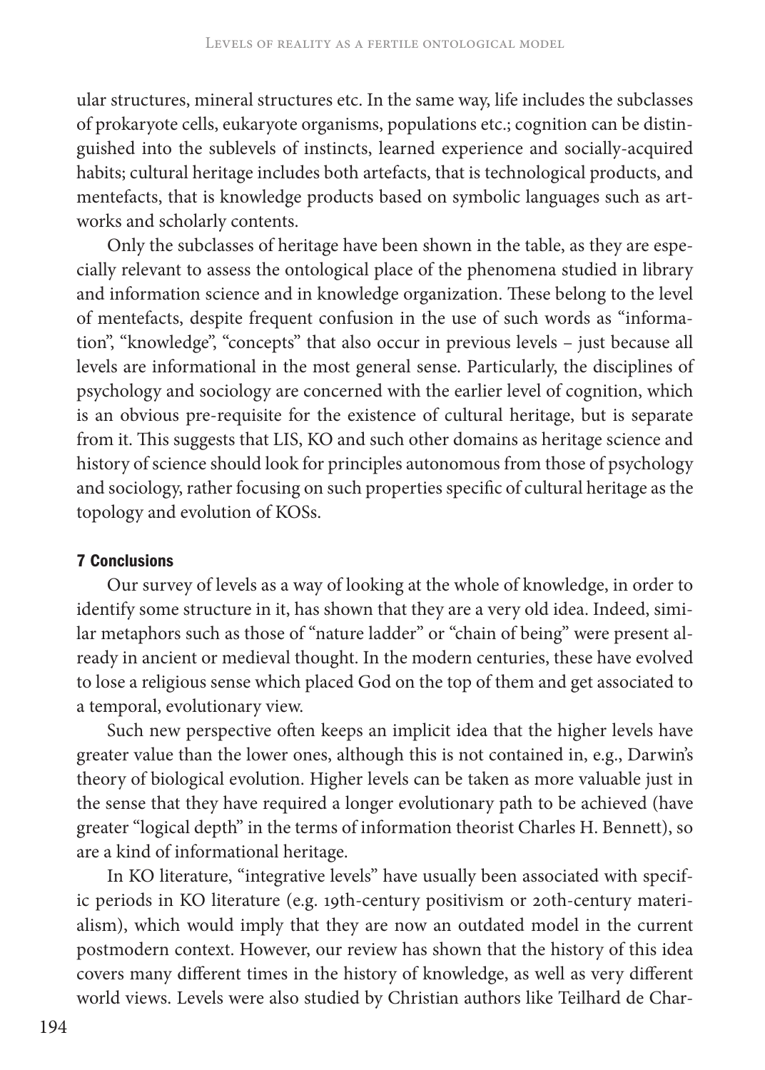ular structures, mineral structures etc. In the same way, life includes the subclasses of prokaryote cells, eukaryote organisms, populations etc.; cognition can be distinguished into the sublevels of instincts, learned experience and socially-acquired habits; cultural heritage includes both artefacts, that is technological products, and mentefacts, that is knowledge products based on symbolic languages such as artworks and scholarly contents.

Only the subclasses of heritage have been shown in the table, as they are especially relevant to assess the ontological place of the phenomena studied in library and information science and in knowledge organization. These belong to the level of mentefacts, despite frequent confusion in the use of such words as "information", "knowledge", "concepts" that also occur in previous levels – just because all levels are informational in the most general sense. Particularly, the disciplines of psychology and sociology are concerned with the earlier level of cognition, which is an obvious pre-requisite for the existence of cultural heritage, but is separate from it. This suggests that LIS, KO and such other domains as heritage science and history of science should look for principles autonomous from those of psychology and sociology, rather focusing on such properties specific of cultural heritage as the topology and evolution of KOSs.

## 7 Conclusions

Our survey of levels as a way of looking at the whole of knowledge, in order to identify some structure in it, has shown that they are a very old idea. Indeed, similar metaphors such as those of "nature ladder" or "chain of being" were present already in ancient or medieval thought. In the modern centuries, these have evolved to lose a religious sense which placed God on the top of them and get associated to a temporal, evolutionary view.

Such new perspective often keeps an implicit idea that the higher levels have greater value than the lower ones, although this is not contained in, e.g., Darwin's theory of biological evolution. Higher levels can be taken as more valuable just in the sense that they have required a longer evolutionary path to be achieved (have greater "logical depth" in the terms of information theorist Charles H. Bennett), so are a kind of informational heritage.

In KO literature, "integrative levels" have usually been associated with specific periods in KO literature (e.g. 19th-century positivism or 20th-century materialism), which would imply that they are now an outdated model in the current postmodern context. However, our review has shown that the history of this idea covers many different times in the history of knowledge, as well as very different world views. Levels were also studied by Christian authors like Teilhard de Char-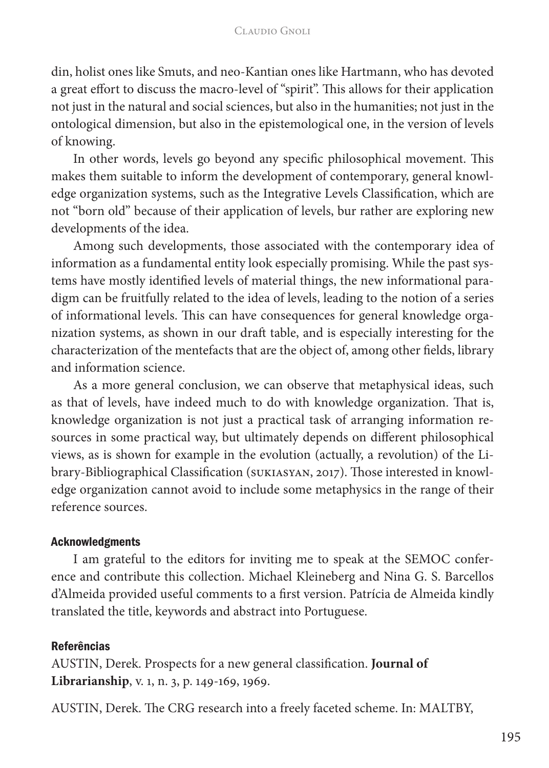din, holist ones like Smuts, and neo-Kantian ones like Hartmann, who has devoted a great effort to discuss the macro-level of "spirit". This allows for their application not just in the natural and social sciences, but also in the humanities; not just in the ontological dimension, but also in the epistemological one, in the version of levels of knowing.

In other words, levels go beyond any specific philosophical movement. This makes them suitable to inform the development of contemporary, general knowledge organization systems, such as the Integrative Levels Classification, which are not "born old" because of their application of levels, bur rather are exploring new developments of the idea.

Among such developments, those associated with the contemporary idea of information as a fundamental entity look especially promising. While the past systems have mostly identified levels of material things, the new informational paradigm can be fruitfully related to the idea of levels, leading to the notion of a series of informational levels. This can have consequences for general knowledge organization systems, as shown in our draft table, and is especially interesting for the characterization of the mentefacts that are the object of, among other fields, library and information science.

As a more general conclusion, we can observe that metaphysical ideas, such as that of levels, have indeed much to do with knowledge organization. That is, knowledge organization is not just a practical task of arranging information resources in some practical way, but ultimately depends on different philosophical views, as is shown for example in the evolution (actually, a revolution) of the Library-Bibliographical Classification (SUKIASYAN, 2017). Those interested in knowledge organization cannot avoid to include some metaphysics in the range of their reference sources.

## Acknowledgments

I am grateful to the editors for inviting me to speak at the SEMOC conference and contribute this collection. Michael Kleineberg and Nina G. S. Barcellos d'Almeida provided useful comments to a first version. Patrícia de Almeida kindly translated the title, keywords and abstract into Portuguese.

## Referências

AUSTIN, Derek. Prospects for a new general classification. **Journal of Librarianship**, v. 1, n. 3, p. 149-169, 1969.

AUSTIN, Derek. The CRG research into a freely faceted scheme. In: MALTBY,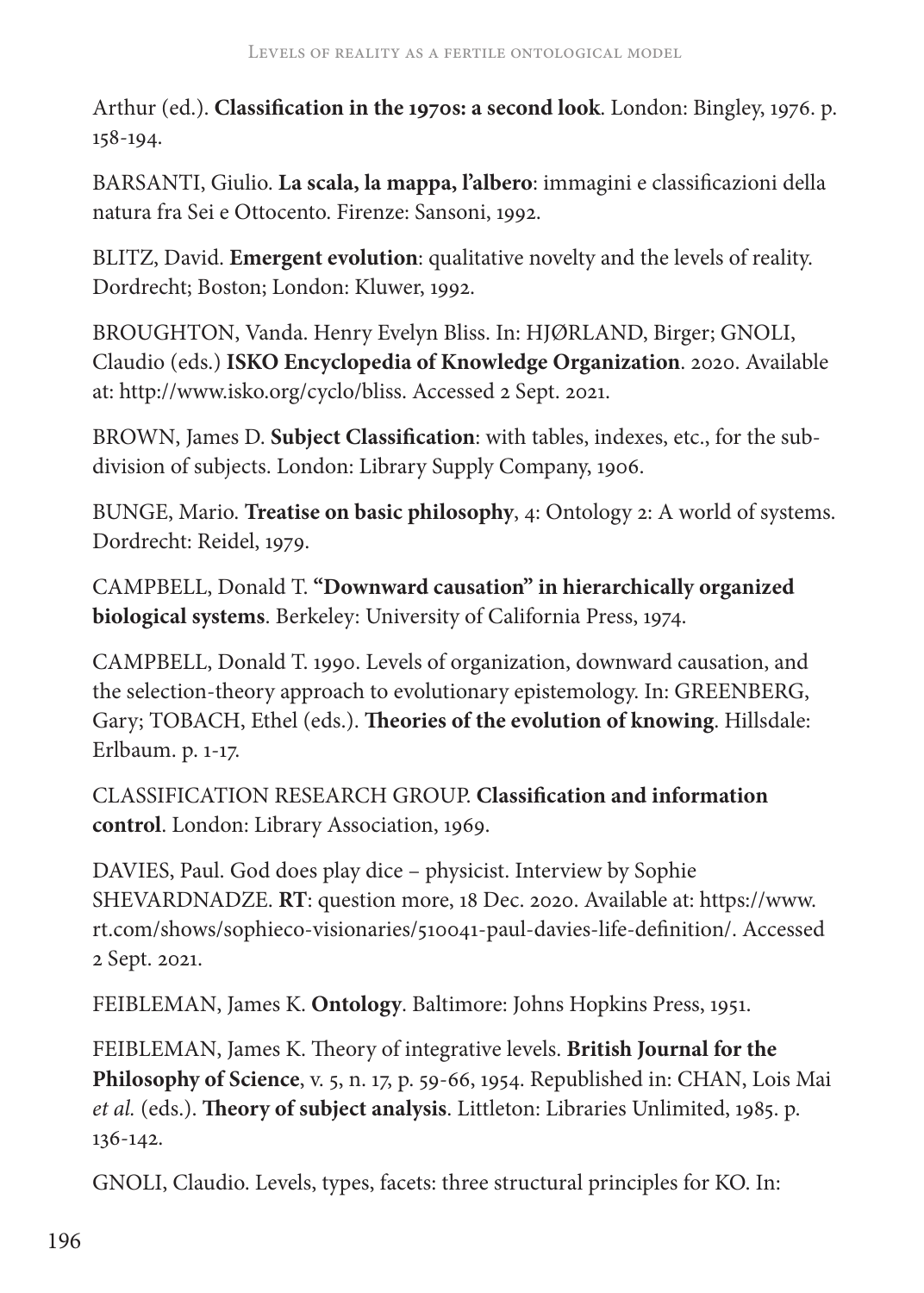Arthur (ed.). **Classification in the 1970s: a second look**. London: Bingley, 1976. p. 158-194.

BARSANTI, Giulio. **La scala, la mappa, l'albero**: immagini e classificazioni della natura fra Sei e Ottocento. Firenze: Sansoni, 1992.

BLITZ, David. **Emergent evolution**: qualitative novelty and the levels of reality. Dordrecht; Boston; London: Kluwer, 1992.

BROUGHTON, Vanda. Henry Evelyn Bliss. In: HJØRLAND, Birger; GNOLI, Claudio (eds.) **ISKO Encyclopedia of Knowledge Organization**. 2020. Available at: http://www.isko.org/cyclo/bliss. Accessed 2 Sept. 2021.

BROWN, James D. **Subject Classification**: with tables, indexes, etc., for the sub-division of subjects. London: Library Supply Company, 1906.

BUNGE, Mario. **Treatise on basic philosophy**, 4: Ontology 2: A world of systems. Dordrecht: Reidel, 1979.

CAMPBELL, Donald T. **"Downward causation" in hierarchically organized biological systems**. Berkeley: University of California Press, 1974.

CAMPBELL, Donald T. 1990. Levels of organization, downward causation, and the selection-theory approach to evolutionary epistemology. In: GREENBERG, Gary; TOBACH, Ethel (eds.). **Theories of the evolution of knowing**. Hillsdale: Erlbaum. p. 1-17.

CLASSIFICATION RESEARCH GROUP. **Classification and information control**. London: Library Association, 1969.

DAVIES, Paul. God does play dice – physicist. Interview by Sophie SHEVARDNADZE. **RT**: question more, 18 Dec. 2020. Available at: https://www.rt.com/shows/sophieco-visionaries/510041-paul-davies-life-definition/. Accessed 2 Sept. 2021.

FEIBLEMAN, James K. **Ontology**. Baltimore: Johns Hopkins Press, 1951.

FEIBLEMAN, James K. Theory of integrative levels. **British Journal for the Philosophy of Science**, v. 5, n. 17, p. 59-66, 1954. Republished in: CHAN, Lois Mai *et al.* (eds.). **Theory of subject analysis**. Littleton: Libraries Unlimited, 1985. p. 136-142.

GNOLI, Claudio. Levels, types, facets: three structural principles for KO. In: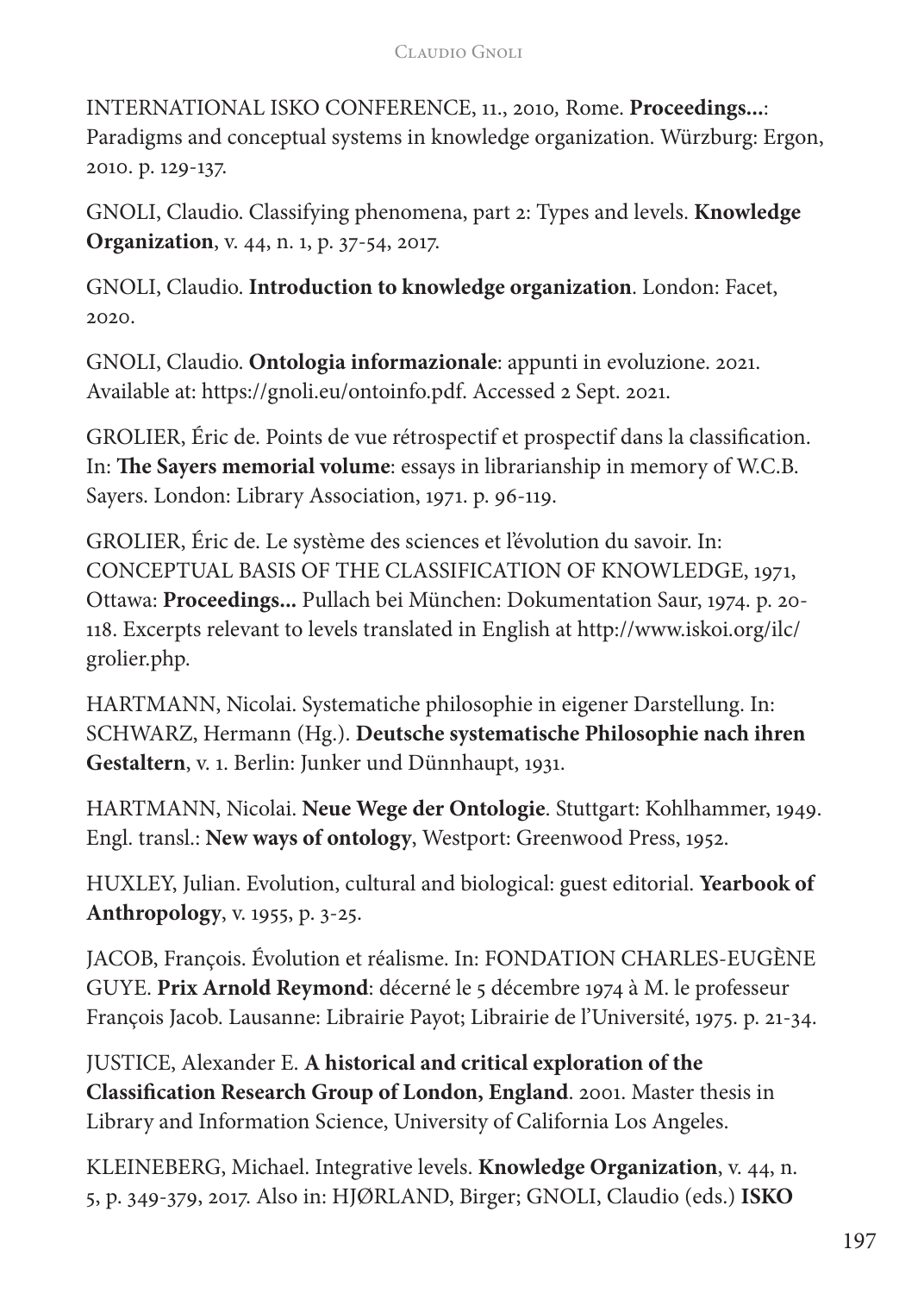INTERNATIONAL ISKO CONFERENCE, 11., 2010, Rome. **Proceedings...**: Paradigms and conceptual systems in knowledge organization. Würzburg: Ergon, 2010. p. 129-137.

GNOLI, Claudio. Classifying phenomena, part 2: Types and levels. **Knowledge Organization**, v. 44, n. 1, p. 37-54, 2017.

GNOLI, Claudio. **Introduction to knowledge organization**. London: Facet, 2020.

GNOLI, Claudio. **Ontologia informazionale**: appunti in evoluzione. 2021. Available at: https://gnoli.eu/ontoinfo.pdf. Accessed 2 Sept. 2021.

GROLIER, Éric de. Points de vue rétrospectif et prospectif dans la classification. In: **The Sayers memorial volume**: essays in librarianship in memory of W.C.B. Sayers. London: Library Association, 1971. p. 96-119.

GROLIER, Éric de. Le système des sciences et l'évolution du savoir. In: CONCEPTUAL BASIS OF THE CLASSIFICATION OF KNOWLEDGE, 1971, Ottawa: **Proceedings...** Pullach bei München: Dokumentation Saur, 1974. p. 20-118. Excerpts relevant to levels translated in English at http://www.iskoi.org/ilc/grolier.php.

HARTMANN, Nicolai. Systematiche philosophie in eigener Darstellung. In: SCHWARZ, Hermann (Hg.). **Deutsche systematische Philosophie nach ihren Gestaltern**, v. 1. Berlin: Junker und Dünnhaupt, 1931.

HARTMANN, Nicolai. **Neue Wege der Ontologie**. Stuttgart: Kohlhammer, 1949. Engl. transl.: **New ways of ontology**, Westport: Greenwood Press, 1952.

HUXLEY, Julian. Evolution, cultural and biological: guest editorial. **Yearbook of Anthropology**, v. 1955, p. 3-25.

JACOB, François. Évolution et réalisme. In: FONDATION CHARLES-EUGÈNE GUYE. **Prix Arnold Reymond**: décerné le 5 décembre 1974 à M. le professeur François Jacob. Lausanne: Librairie Payot; Librairie de l'Université, 1975. p. 21-34.

JUSTICE, Alexander E. **A historical and critical exploration of the Classification Research Group of London, England**. 2001. Master thesis in Library and Information Science, University of California Los Angeles.

KLEINEBERG, Michael. Integrative levels. **Knowledge Organization**, v. 44, n. 5, p. 349-379, 2017. Also in: HJØRLAND, Birger; GNOLI, Claudio (eds.) **ISKO**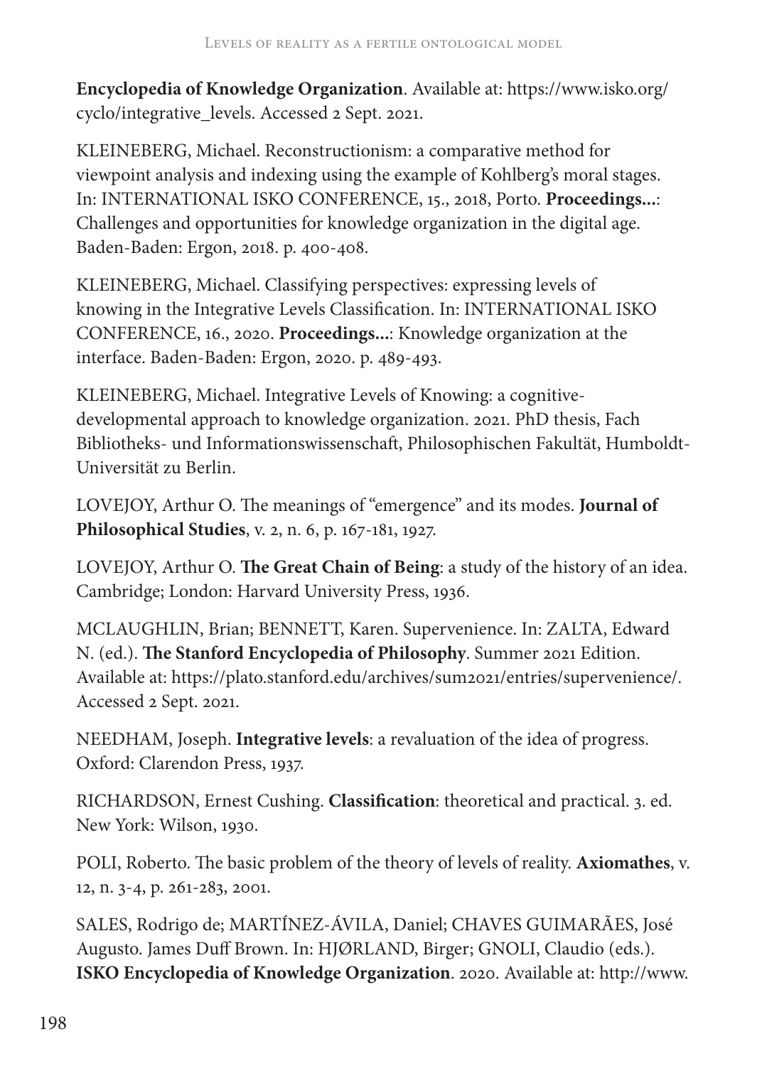**Encyclopedia of Knowledge Organization**. Available at: https://www.isko.org/cyclo/integrative_levels. Accessed 2 Sept. 2021.

KLEINEBERG, Michael. Reconstructionism: a comparative method for viewpoint analysis and indexing using the example of Kohlberg's moral stages. In: INTERNATIONAL ISKO CONFERENCE, 15., 2018, Porto. **Proceedings...**: Challenges and opportunities for knowledge organization in the digital age. Baden-Baden: Ergon, 2018. p. 400-408.

KLEINEBERG, Michael. Classifying perspectives: expressing levels of knowing in the Integrative Levels Classification. In: INTERNATIONAL ISKO CONFERENCE, 16., 2020. **Proceedings...**: Knowledge organization at the interface. Baden-Baden: Ergon, 2020. p. 489-493.

KLEINEBERG, Michael. Integrative Levels of Knowing: a cognitive-developmental approach to knowledge organization. 2021. PhD thesis, Fach Bibliotheks- und Informationswissenschaft, Philosophischen Fakultät, Humboldt-Universität zu Berlin.

LOVEJOY, Arthur O. The meanings of "emergence" and its modes. **Journal of Philosophical Studies**, v. 2, n. 6, p. 167-181, 1927.

LOVEJOY, Arthur O. **The Great Chain of Being**: a study of the history of an idea. Cambridge; London: Harvard University Press, 1936.

MCLAUGHLIN, Brian; BENNETT, Karen. Supervenience. In: ZALTA, Edward N. (ed.). **The Stanford Encyclopedia of Philosophy**. Summer 2021 Edition. Available at: https://plato.stanford.edu/archives/sum2021/entries/supervenience/. Accessed 2 Sept. 2021.

NEEDHAM, Joseph. **Integrative levels**: a revaluation of the idea of progress. Oxford: Clarendon Press, 1937.

RICHARDSON, Ernest Cushing. **Classification**: theoretical and practical. 3. ed. New York: Wilson, 1930.

POLI, Roberto. The basic problem of the theory of levels of reality. **Axiomathes**, v. 12, n. 3-4, p. 261-283, 2001.

SALES, Rodrigo de; MARTÍNEZ-ÁVILA, Daniel; CHAVES GUIMARÃES, José Augusto. James Duff Brown. In: HJØRLAND, Birger; GNOLI, Claudio (eds.). **ISKO Encyclopedia of Knowledge Organization**. 2020. Available at: http://www.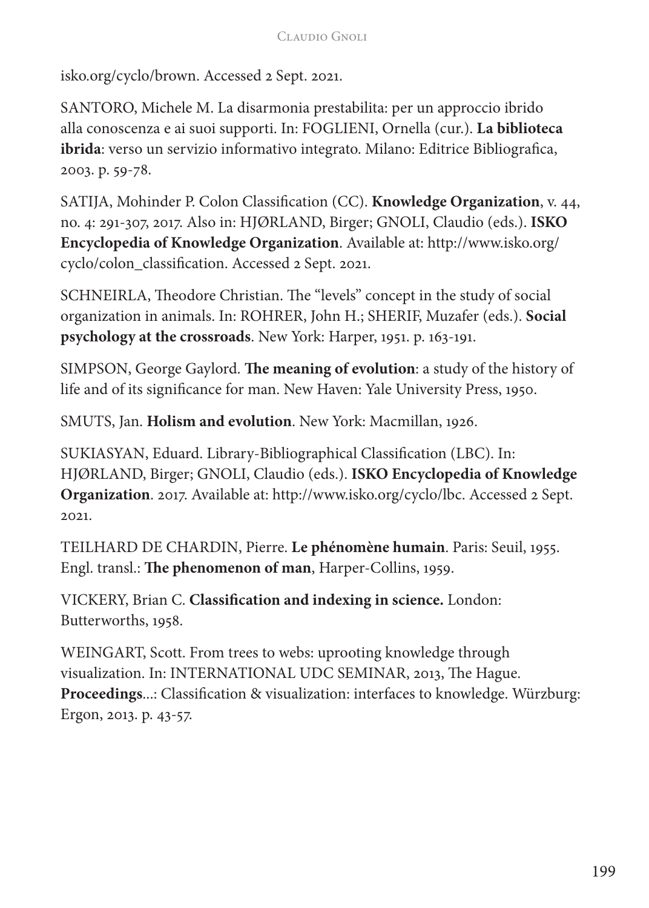isko.org/cyclo/brown. Accessed 2 Sept. 2021.

SANTORO, Michele M. La disarmonia prestabilita: per un approccio ibrido alla conoscenza e ai suoi supporti. In: FOGLIENI, Ornella (cur.). **La biblioteca ibrida**: verso un servizio informativo integrato. Milano: Editrice Bibliografica, 2003. p. 59-78.

SATIJA, Mohinder P. Colon Classification (CC). **Knowledge Organization**, v. 44, no. 4: 291-307, 2017. Also in: HJØRLAND, Birger; GNOLI, Claudio (eds.). **ISKO Encyclopedia of Knowledge Organization**. Available at: http://www.isko.org/cyclo/colon_classification. Accessed 2 Sept. 2021.

SCHNEIRLA, Theodore Christian. The "levels" concept in the study of social organization in animals. In: ROHRER, John H.; SHERIF, Muzafer (eds.). **Social psychology at the crossroads**. New York: Harper, 1951. p. 163-191.

SIMPSON, George Gaylord. **The meaning of evolution**: a study of the history of life and of its significance for man. New Haven: Yale University Press, 1950.

SMUTS, Jan. **Holism and evolution**. New York: Macmillan, 1926.

SUKIASYAN, Eduard. Library-Bibliographical Classification (LBC). In: HJØRLAND, Birger; GNOLI, Claudio (eds.). **ISKO Encyclopedia of Knowledge Organization**. 2017. Available at: http://www.isko.org/cyclo/lbc. Accessed 2 Sept. 2021.

TEILHARD DE CHARDIN, Pierre. **Le phénomène humain**. Paris: Seuil, 1955. Engl. transl.: **The phenomenon of man**, Harper-Collins, 1959.

VICKERY, Brian C. **Classification and indexing in science.** London: Butterworths, 1958.

WEINGART, Scott. From trees to webs: uprooting knowledge through visualization. In: INTERNATIONAL UDC SEMINAR, 2013, The Hague. **Proceedings**...: Classification & visualization: interfaces to knowledge. Würzburg: Ergon, 2013. p. 43-57.